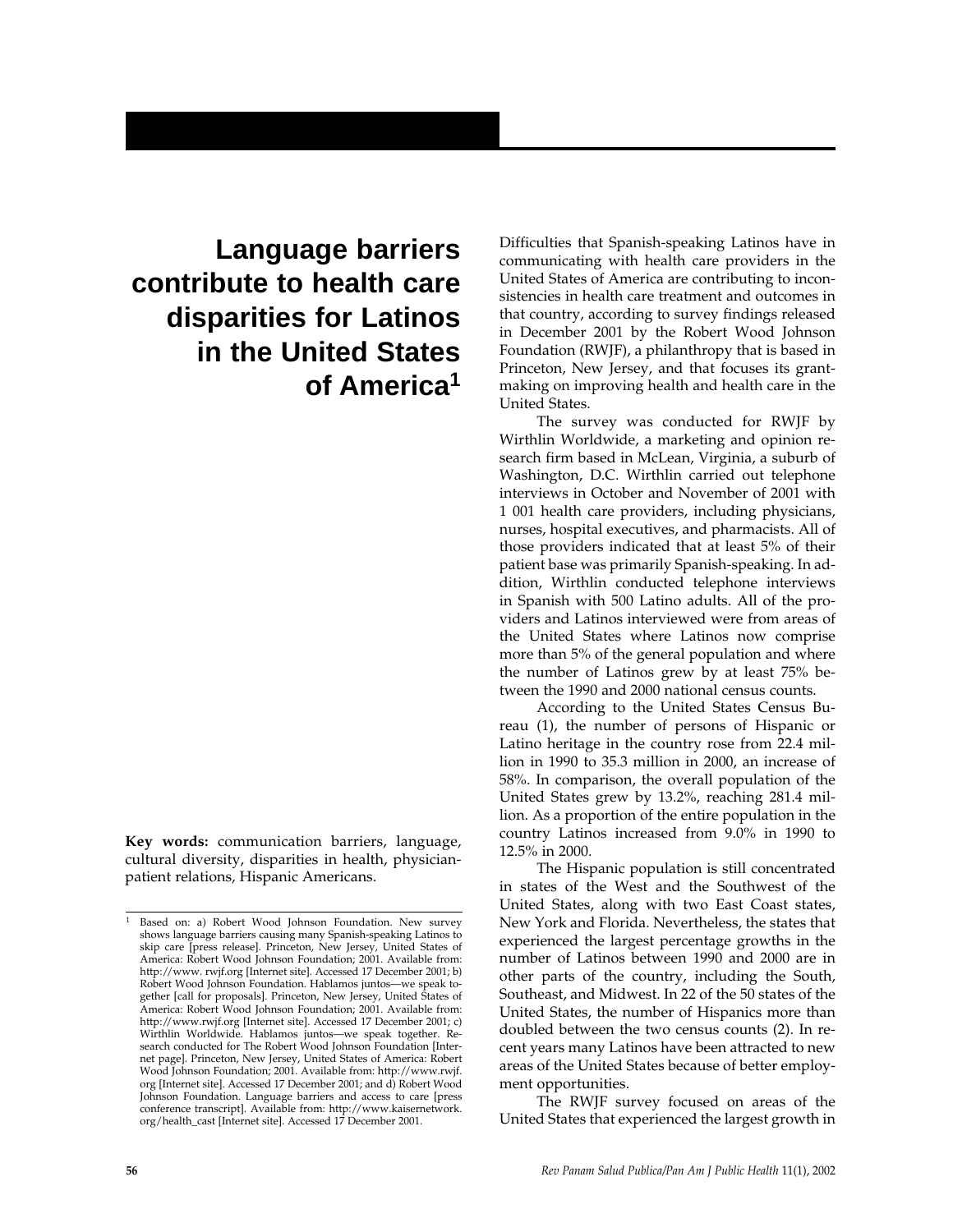# Language barriers contribute to health care disparities for Latinos in the United States of America[1]

**Key words:** communication barriers, language, cultural diversity, disparities in health, physician-patient relations, Hispanic Americans.

Difficulties that Spanish-speaking Latinos have in communicating with health care providers in the United States of America are contributing to inconsistencies in health care treatment and outcomes in that country, according to survey findings released in December 2001 by the Robert Wood Johnson Foundation (RWJF), a philanthropy that is based in Princeton, New Jersey, and that focuses its grantmaking on improving health and health care in the United States.

The survey was conducted for RWJF by Wirthlin Worldwide, a marketing and opinion research firm based in McLean, Virginia, a suburb of Washington, D.C. Wirthlin carried out telephone interviews in October and November of 2001 with 1 001 health care providers, including physicians, nurses, hospital executives, and pharmacists. All of those providers indicated that at least 5% of their patient base was primarily Spanish-speaking. In addition, Wirthlin conducted telephone interviews in Spanish with 500 Latino adults. All of the providers and Latinos interviewed were from areas of the United States where Latinos now comprise more than 5% of the general population and where the number of Latinos grew by at least 75% between the 1990 and 2000 national census counts.

According to the United States Census Bureau (1), the number of persons of Hispanic or Latino heritage in the country rose from 22.4 million in 1990 to 35.3 million in 2000, an increase of 58%. In comparison, the overall population of the United States grew by 13.2%, reaching 281.4 million. As a proportion of the entire population in the country Latinos increased from 9.0% in 1990 to 12.5% in 2000.

The Hispanic population is still concentrated in states of the West and the Southwest of the United States, along with two East Coast states, New York and Florida. Nevertheless, the states that experienced the largest percentage growths in the number of Latinos between 1990 and 2000 are in other parts of the country, including the South, Southeast, and Midwest. In 22 of the 50 states of the United States, the number of Hispanics more than doubled between the two census counts (2). In recent years many Latinos have been attracted to new areas of the United States because of better employment opportunities.

The RWJF survey focused on areas of the United States that experienced the largest growth in

---

[1] Based on: a) Robert Wood Johnson Foundation. New survey shows language barriers causing many Spanish-speaking Latinos to skip care [press release]. Princeton, New Jersey, United States of America: Robert Wood Johnson Foundation; 2001. Available from: http://www. rwjf.org [Internet site]. Accessed 17 December 2001; b) Robert Wood Johnson Foundation. Hablamos juntos—we speak together [call for proposals]. Princeton, New Jersey, United States of America: Robert Wood Johnson Foundation; 2001. Available from: http://www.rwjf.org [Internet site]. Accessed 17 December 2001; c) Wirthlin Worldwide. Hablamos juntos—we speak together. Research conducted for The Robert Wood Johnson Foundation [Internet page]. Princeton, New Jersey, United States of America: Robert Wood Johnson Foundation; 2001. Available from: http://www.rwjf. org [Internet site]. Accessed 17 December 2001; and d) Robert Wood Johnson Foundation. Language barriers and access to care [press conference transcript]. Available from: http://www.kaisernetwork. org/health_cast [Internet site]. Accessed 17 December 2001.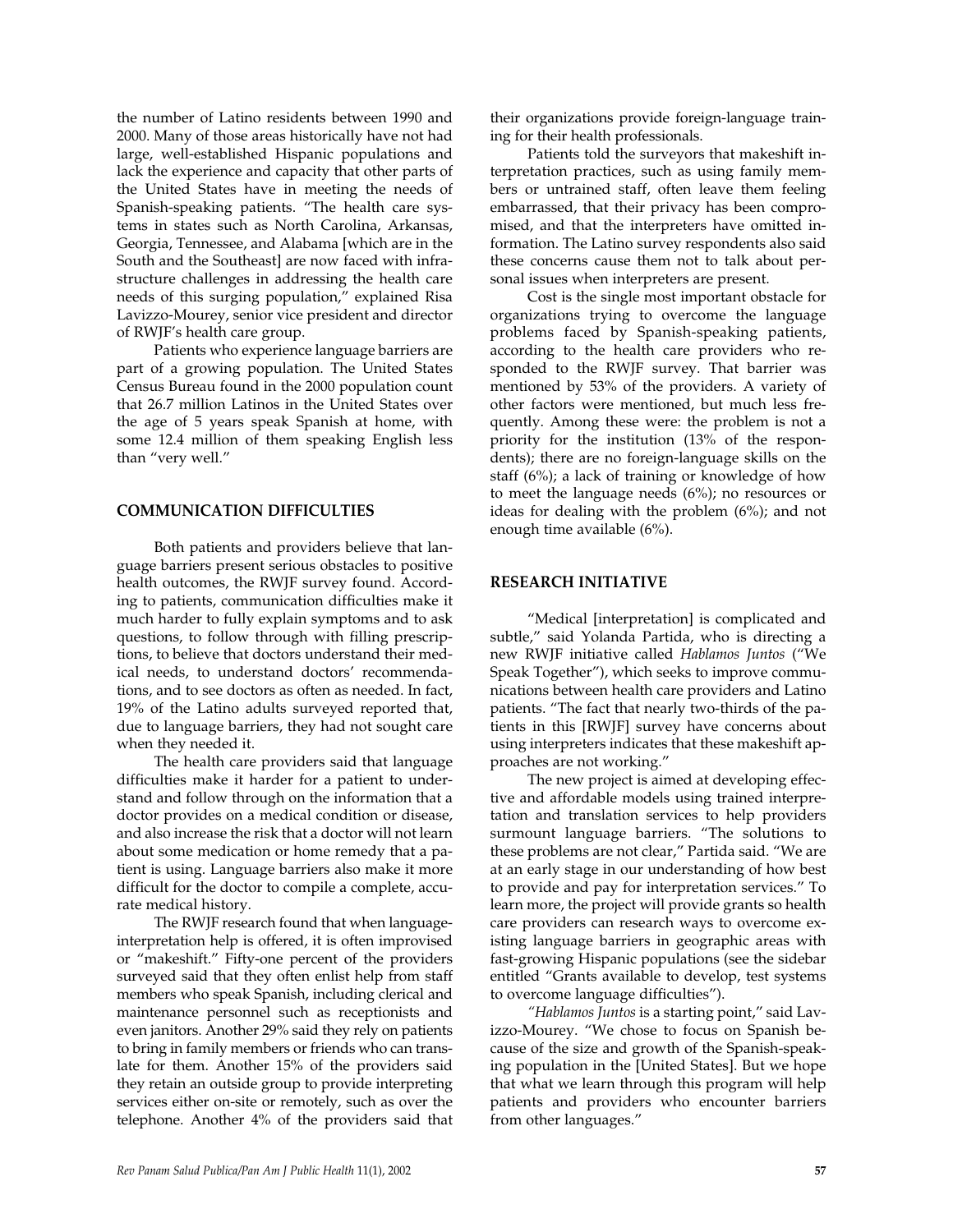the number of Latino residents between 1990 and 2000. Many of those areas historically have not had large, well-established Hispanic populations and lack the experience and capacity that other parts of the United States have in meeting the needs of Spanish-speaking patients. "The health care systems in states such as North Carolina, Arkansas, Georgia, Tennessee, and Alabama [which are in the South and the Southeast] are now faced with infrastructure challenges in addressing the health care needs of this surging population," explained Risa Lavizzo-Mourey, senior vice president and director of RWJF's health care group.

Patients who experience language barriers are part of a growing population. The United States Census Bureau found in the 2000 population count that 26.7 million Latinos in the United States over the age of 5 years speak Spanish at home, with some 12.4 million of them speaking English less than "very well."

## COMMUNICATION DIFFICULTIES

Both patients and providers believe that language barriers present serious obstacles to positive health outcomes, the RWJF survey found. According to patients, communication difficulties make it much harder to fully explain symptoms and to ask questions, to follow through with filling prescriptions, to believe that doctors understand their medical needs, to understand doctors' recommendations, and to see doctors as often as needed. In fact, 19% of the Latino adults surveyed reported that, due to language barriers, they had not sought care when they needed it.

The health care providers said that language difficulties make it harder for a patient to understand and follow through on the information that a doctor provides on a medical condition or disease, and also increase the risk that a doctor will not learn about some medication or home remedy that a patient is using. Language barriers also make it more difficult for the doctor to compile a complete, accurate medical history.

The RWJF research found that when language-interpretation help is offered, it is often improvised or "makeshift." Fifty-one percent of the providers surveyed said that they often enlist help from staff members who speak Spanish, including clerical and maintenance personnel such as receptionists and even janitors. Another 29% said they rely on patients to bring in family members or friends who can translate for them. Another 15% of the providers said they retain an outside group to provide interpreting services either on-site or remotely, such as over the telephone. Another 4% of the providers said that their organizations provide foreign-language training for their health professionals.

Patients told the surveyors that makeshift interpretation practices, such as using family members or untrained staff, often leave them feeling embarrassed, that their privacy has been compromised, and that the interpreters have omitted information. The Latino survey respondents also said these concerns cause them not to talk about personal issues when interpreters are present.

Cost is the single most important obstacle for organizations trying to overcome the language problems faced by Spanish-speaking patients, according to the health care providers who responded to the RWJF survey. That barrier was mentioned by 53% of the providers. A variety of other factors were mentioned, but much less frequently. Among these were: the problem is not a priority for the institution (13% of the respondents); there are no foreign-language skills on the staff (6%); a lack of training or knowledge of how to meet the language needs (6%); no resources or ideas for dealing with the problem (6%); and not enough time available (6%).

## RESEARCH INITIATIVE

"Medical [interpretation] is complicated and subtle," said Yolanda Partida, who is directing a new RWJF initiative called *Hablamos Juntos* ("We Speak Together"), which seeks to improve communications between health care providers and Latino patients. "The fact that nearly two-thirds of the patients in this [RWJF] survey have concerns about using interpreters indicates that these makeshift approaches are not working."

The new project is aimed at developing effective and affordable models using trained interpretation and translation services to help providers surmount language barriers. "The solutions to these problems are not clear," Partida said. "We are at an early stage in our understanding of how best to provide and pay for interpretation services." To learn more, the project will provide grants so health care providers can research ways to overcome existing language barriers in geographic areas with fast-growing Hispanic populations (see the sidebar entitled "Grants available to develop, test systems to overcome language difficulties").

"*Hablamos Juntos* is a starting point," said Lavizzo-Mourey. "We chose to focus on Spanish because of the size and growth of the Spanish-speaking population in the [United States]. But we hope that what we learn through this program will help patients and providers who encounter barriers from other languages."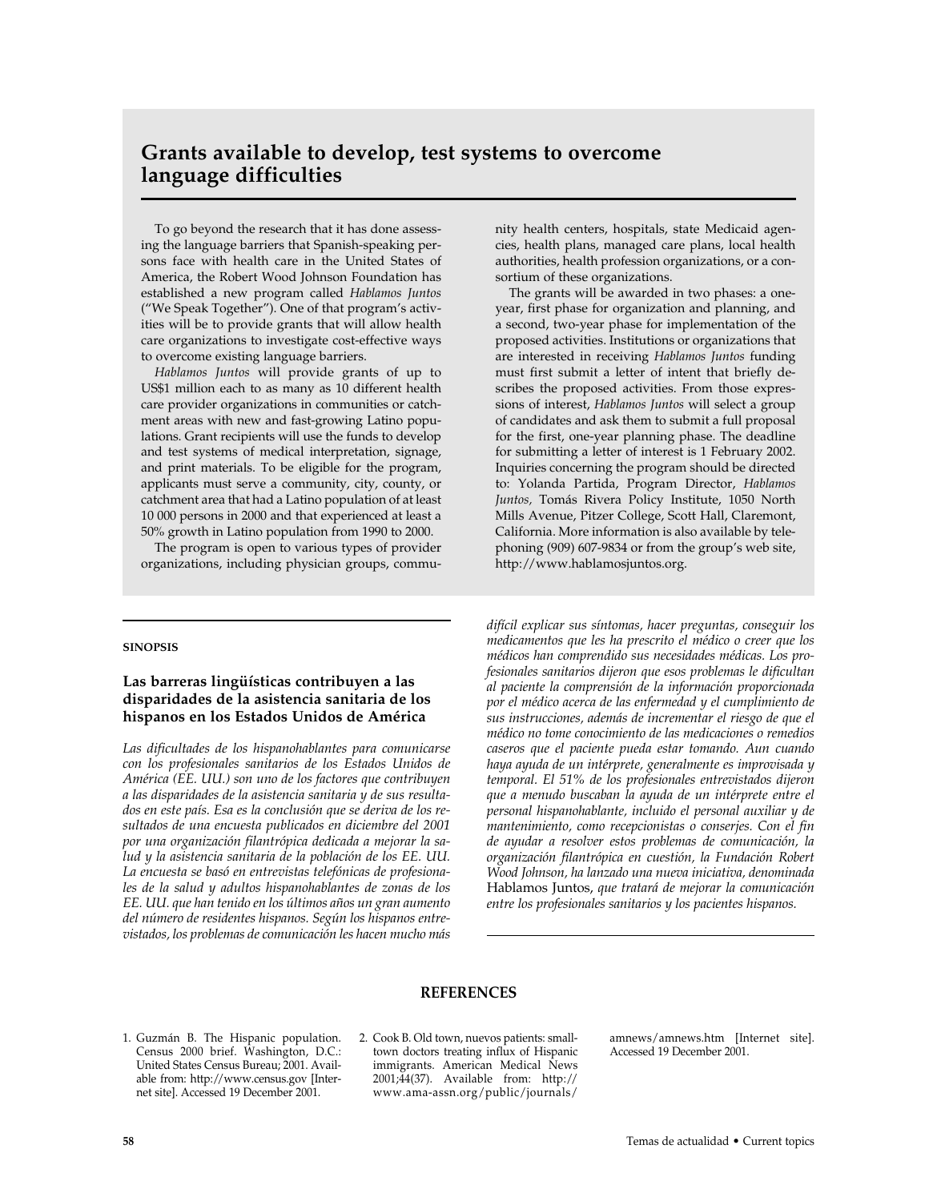## Grants available to develop, test systems to overcome language difficulties

To go beyond the research that it has done assessing the language barriers that Spanish-speaking persons face with health care in the United States of America, the Robert Wood Johnson Foundation has established a new program called *Hablamos Juntos* ("We Speak Together"). One of that program's activities will be to provide grants that will allow health care organizations to investigate cost-effective ways to overcome existing language barriers.

*Hablamos Juntos* will provide grants of up to US$1 million each to as many as 10 different health care provider organizations in communities or catchment areas with new and fast-growing Latino populations. Grant recipients will use the funds to develop and test systems of medical interpretation, signage, and print materials. To be eligible for the program, applicants must serve a community, city, county, or catchment area that had a Latino population of at least 10 000 persons in 2000 and that experienced at least a 50% growth in Latino population from 1990 to 2000.

The program is open to various types of provider organizations, including physician groups, community health centers, hospitals, state Medicaid agencies, health plans, managed care plans, local health authorities, health profession organizations, or a consortium of these organizations.

The grants will be awarded in two phases: a one-year, first phase for organization and planning, and a second, two-year phase for implementation of the proposed activities. Institutions or organizations that are interested in receiving *Hablamos Juntos* funding must first submit a letter of intent that briefly describes the proposed activities. From those expressions of interest, *Hablamos Juntos* will select a group of candidates and ask them to submit a full proposal for the first, one-year planning phase. The deadline for submitting a letter of interest is 1 February 2002. Inquiries concerning the program should be directed to: Yolanda Partida, Program Director, *Hablamos Juntos,* Tomás Rivera Policy Institute, 1050 North Mills Avenue, Pitzer College, Scott Hall, Claremont, California. More information is also available by telephoning (909) 607-9834 or from the group's web site, http://www.hablamosjuntos.org.

---

**SINOPSIS**

### Las barreras lingüísticas contribuyen a las disparidades de la asistencia sanitaria de los hispanos en los Estados Unidos de América

*Las dificultades de los hispanohablantes para comunicarse con los profesionales sanitarios de los Estados Unidos de América (EE. UU.) son uno de los factores que contribuyen a las disparidades de la asistencia sanitaria y de sus resultados en este país. Esa es la conclusión que se deriva de los resultados de una encuesta publicados en diciembre del 2001 por una organización filantrópica dedicada a mejorar la salud y la asistencia sanitaria de la población de los EE. UU. La encuesta se basó en entrevistas telefónicas de profesionales de la salud y adultos hispanohablantes de zonas de los EE. UU. que han tenido en los últimos años un gran aumento del número de residentes hispanos. Según los hispanos entrevistados, los problemas de comunicación les hacen mucho más difícil explicar sus síntomas, hacer preguntas, conseguir los medicamentos que les ha prescrito el médico o creer que los médicos han comprendido sus necesidades médicas. Los profesionales sanitarios dijeron que esos problemas le dificultan al paciente la comprensión de la información proporcionada por el médico acerca de las enfermedad y el cumplimiento de sus instrucciones, además de incrementar el riesgo de que el médico no tome conocimiento de las medicaciones o remedios caseros que el paciente pueda estar tomando. Aun cuando haya ayuda de un intérprete, generalmente es improvisada y temporal. El 51% de los profesionales entrevistados dijeron que a menudo buscaban la ayuda de un intérprete entre el personal hispanohablante, incluido el personal auxiliar y de mantenimiento, como recepcionistas o conserjes. Con el fin de ayudar a resolver estos problemas de comunicación, la organización filantrópica en cuestión, la Fundación Robert Wood Johnson, ha lanzado una nueva iniciativa, denominada* Hablamos Juntos, *que tratará de mejorar la comunicación entre los profesionales sanitarios y los pacientes hispanos.*

---

### REFERENCES

1. Guzmán B. The Hispanic population. Census 2000 brief. Washington, D.C.: United States Census Bureau; 2001. Available from: http://www.census.gov [Internet site]. Accessed 19 December 2001.
2. Cook B. Old town, nuevos patients: small-town doctors treating influx of Hispanic immigrants. American Medical News 2001;44(37). Available from: http://www.ama-assn.org/public/journals/amnews/amnews.htm [Internet site]. Accessed 19 December 2001.